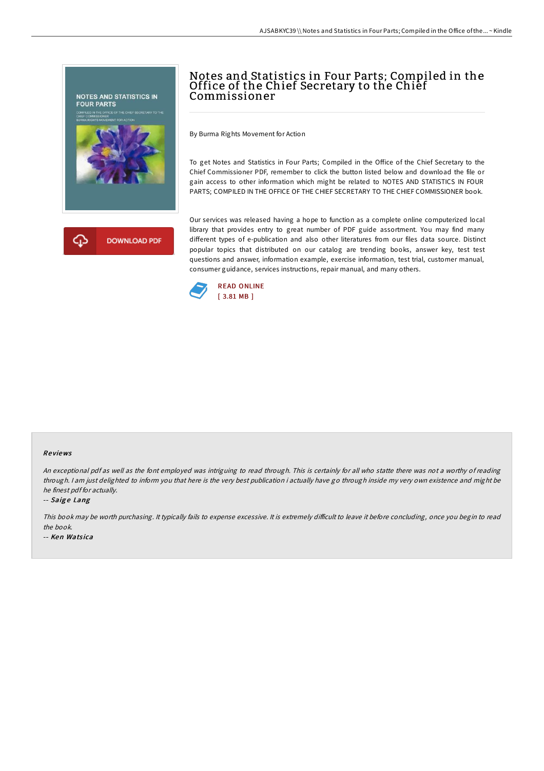# Notes and Statistics in Four Parts; Compiled in the Office of the Chief Secretary to the Chief Commissioner

By Burma Rights Movement for Action

To get Notes and Statistics in Four Parts; Compiled in the Office of the Chief Secretary to the Chief Commissioner PDF, remember to click the button listed below and download the file or gain access to other information which might be related to NOTES AND STATISTICS IN FOUR PARTS; COMPILED IN THE OFFICE OF THE CHIEF SECRETARY TO THE CHIEF COMMISSIONER book.

Our services was released having a hope to function as a complete online computerized local library that provides entry to great number of PDF guide assortment. You may find many different types of e-publication and also other literatures from our files data source. Distinct popular topics that distributed on our catalog are trending books, answer key, test test questions and answer, information example, exercise information, test trial, customer manual, consumer guidance, services instructions, repair manual, and many others.

READ ONLINE
[ 3.81 MB ]

## Reviews

*An exceptional pdf as well as the font employed was intriguing to read through. This is certainly for all who statte there was not a worthy of reading through. I am just delighted to inform you that here is the very best publication i actually have go through inside my very own existence and might be he finest pdf for actually.*

-- *Saige Lang*

*This book may be worth purchasing. It typically fails to expense excessive. It is extremely difficult to leave it before concluding, once you begin to read the book.*

-- *Ken Watsica*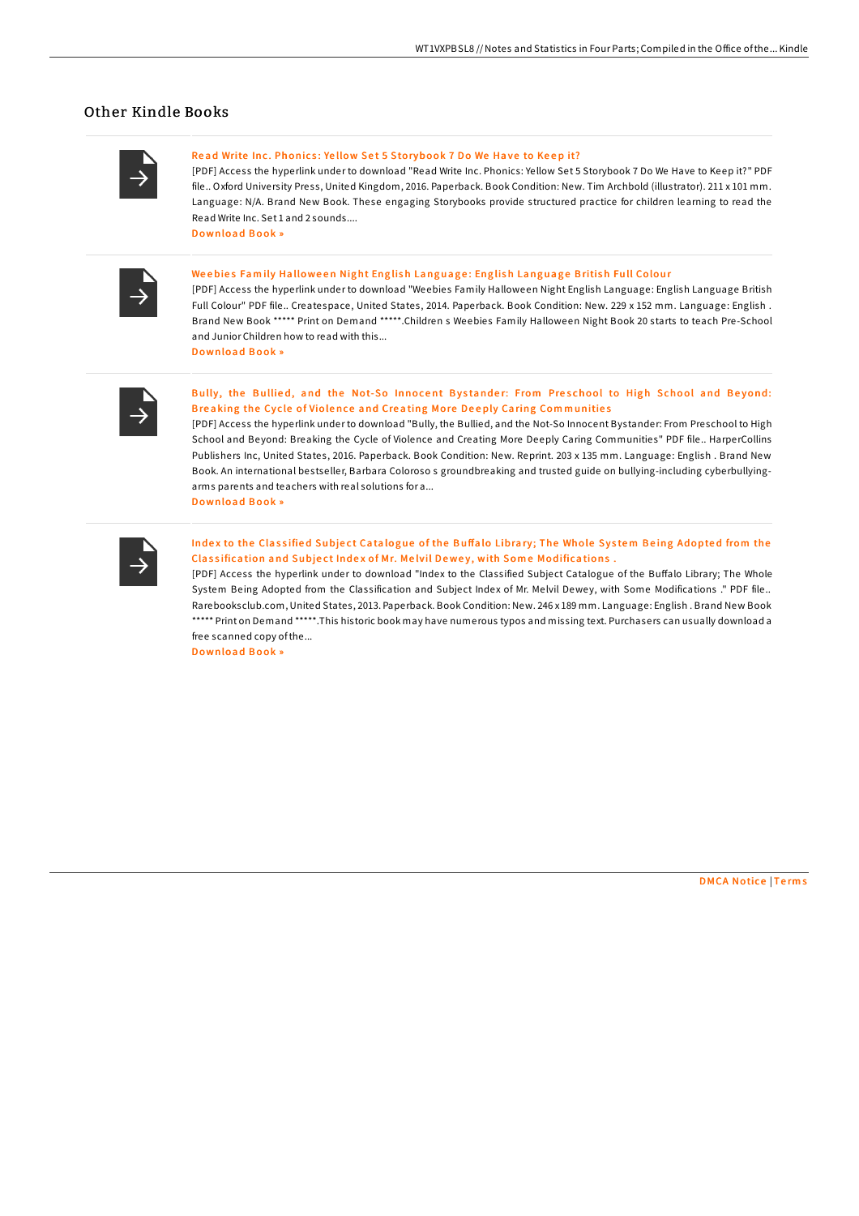## Other Kindle Books

### Read Write Inc. Phonics: Yellow Set 5 Storybook 7 Do We Have to Keep it?

[PDF] Access the hyperlink under to download "Read Write Inc. Phonics: Yellow Set 5 Storybook 7 Do We Have to Keep it?" PDF file.. Oxford University Press, United Kingdom, 2016. Paperback. Book Condition: New. Tim Archbold (illustrator). 211 x 101 mm. Language: N/A. Brand New Book. These engaging Storybooks provide structured practice for children learning to read the Read Write Inc. Set 1 and 2 sounds....

Download Book »

### Weebies Family Halloween Night English Language: English Language British Full Colour

[PDF] Access the hyperlink under to download "Weebies Family Halloween Night English Language: English Language British Full Colour" PDF file.. Createspace, United States, 2014. Paperback. Book Condition: New. 229 x 152 mm. Language: English . Brand New Book ***** Print on Demand *****.Children s Weebies Family Halloween Night Book 20 starts to teach Pre-School and Junior Children how to read with this...

Download Book »

### Bully, the Bullied, and the Not-So Innocent Bystander: From Preschool to High School and Beyond: Breaking the Cycle of Violence and Creating More Deeply Caring Communities

[PDF] Access the hyperlink under to download "Bully, the Bullied, and the Not-So Innocent Bystander: From Preschool to High School and Beyond: Breaking the Cycle of Violence and Creating More Deeply Caring Communities" PDF file.. HarperCollins Publishers Inc, United States, 2016. Paperback. Book Condition: New. Reprint. 203 x 135 mm. Language: English . Brand New Book. An international bestseller, Barbara Coloroso s groundbreaking and trusted guide on bullying-including cyberbullying-arms parents and teachers with real solutions for a...

Download Book »

### Index to the Classified Subject Catalogue of the Buffalo Library; The Whole System Being Adopted from the Classification and Subject Index of Mr. Melvil Dewey, with Some Modifications .

[PDF] Access the hyperlink under to download "Index to the Classified Subject Catalogue of the Buffalo Library; The Whole System Being Adopted from the Classification and Subject Index of Mr. Melvil Dewey, with Some Modifications ." PDF file.. Rarebooksclub.com, United States, 2013. Paperback. Book Condition: New. 246 x 189 mm. Language: English . Brand New Book ***** Print on Demand *****.This historic book may have numerous typos and missing text. Purchasers can usually download a free scanned copy of the...

Download Book »